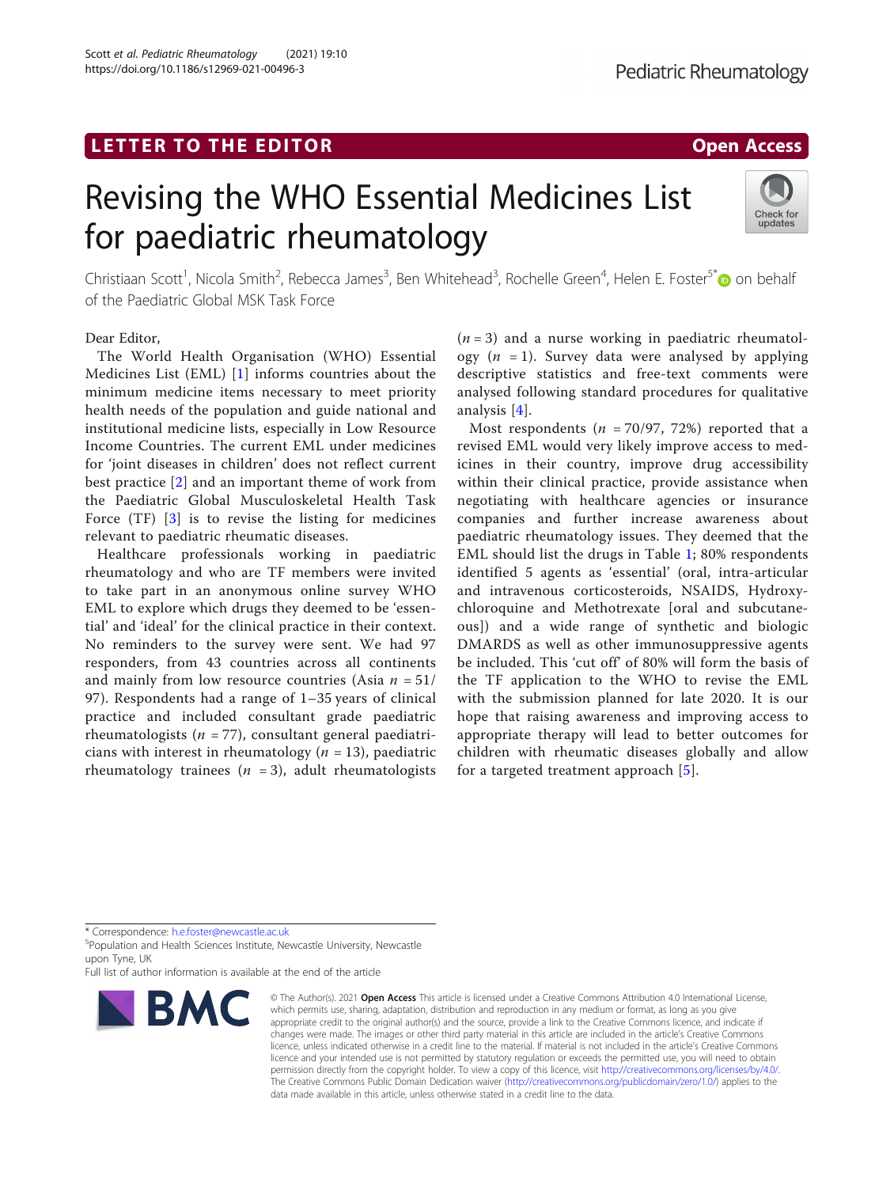LETTER TO THE EDITOR

Open Access

# Revising the WHO Essential Medicines List for paediatric rheumatology

Christiaan Scott[1], Nicola Smith[2], Rebecca James[3], Ben Whitehead[3], Rochelle Green[4], Helen E. Foster[5*] on behalf of the Paediatric Global MSK Task Force

Dear Editor,

The World Health Organisation (WHO) Essential Medicines List (EML) [1] informs countries about the minimum medicine items necessary to meet priority health needs of the population and guide national and institutional medicine lists, especially in Low Resource Income Countries. The current EML under medicines for 'joint diseases in children' does not reflect current best practice [2] and an important theme of work from the Paediatric Global Musculoskeletal Health Task Force (TF) [3] is to revise the listing for medicines relevant to paediatric rheumatic diseases.

Healthcare professionals working in paediatric rheumatology and who are TF members were invited to take part in an anonymous online survey WHO EML to explore which drugs they deemed to be 'essential' and 'ideal' for the clinical practice in their context. No reminders to the survey were sent. We had 97 responders, from 43 countries across all continents and mainly from low resource countries (Asia $n$ = 51/97). Respondents had a range of 1–35 years of clinical practice and included consultant grade paediatric rheumatologists ($n$ = 77), consultant general paediatricians with interest in rheumatology ($n$ = 13), paediatric rheumatology trainees ($n$ = 3), adult rheumatologists ($n$ = 3) and a nurse working in paediatric rheumatology ($n$ = 1). Survey data were analysed by applying descriptive statistics and free-text comments were analysed following standard procedures for qualitative analysis [4].

Most respondents ($n$ = 70/97, 72%) reported that a revised EML would very likely improve access to medicines in their country, improve drug accessibility within their clinical practice, provide assistance when negotiating with healthcare agencies or insurance companies and further increase awareness about paediatric rheumatology issues. They deemed that the EML should list the drugs in Table 1; 80% respondents identified 5 agents as 'essential' (oral, intra-articular and intravenous corticosteroids, NSAIDS, Hydroxychloroquine and Methotrexate [oral and subcutaneous]) and a wide range of synthetic and biologic DMARDS as well as other immunosuppressive agents be included. This 'cut off' of 80% will form the basis of the TF application to the WHO to revise the EML with the submission planned for late 2020. It is our hope that raising awareness and improving access to appropriate therapy will lead to better outcomes for children with rheumatic diseases globally and allow for a targeted treatment approach [5].

* Correspondence: h.e.foster@newcastle.ac.uk

[5]Population and Health Sciences Institute, Newcastle University, Newcastle upon Tyne, UK

Full list of author information is available at the end of the article

© The Author(s). 2021 **Open Access** This article is licensed under a Creative Commons Attribution 4.0 International License, which permits use, sharing, adaptation, distribution and reproduction in any medium or format, as long as you give appropriate credit to the original author(s) and the source, provide a link to the Creative Commons licence, and indicate if changes were made. The images or other third party material in this article are included in the article's Creative Commons licence, unless indicated otherwise in a credit line to the material. If material is not included in the article's Creative Commons licence and your intended use is not permitted by statutory regulation or exceeds the permitted use, you will need to obtain permission directly from the copyright holder. To view a copy of this licence, visit http://creativecommons.org/licenses/by/4.0/. The Creative Commons Public Domain Dedication waiver (http://creativecommons.org/publicdomain/zero/1.0/) applies to the data made available in this article, unless otherwise stated in a credit line to the data.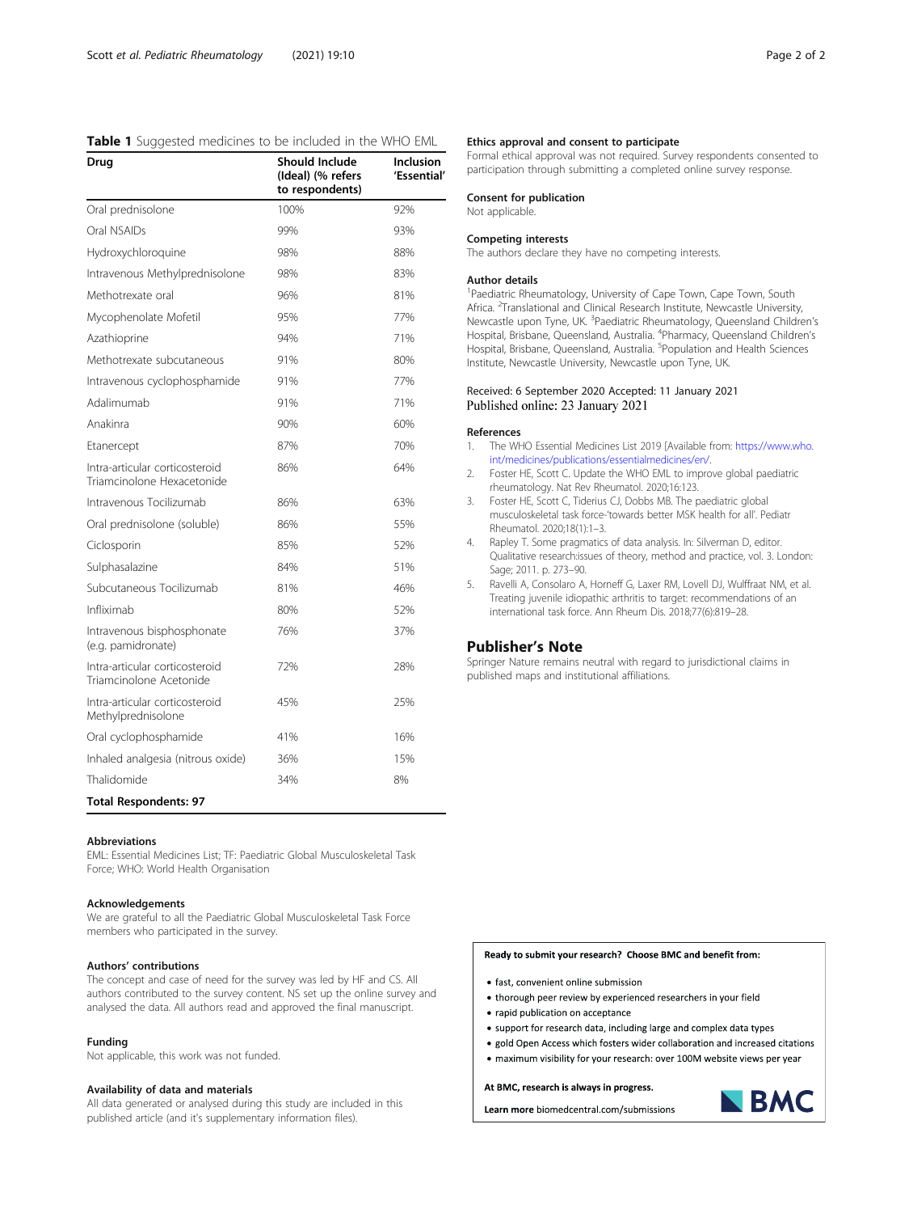**Table 1** Suggested medicines to be included in the WHO EML

| Drug | Should Include (Ideal) (% refers to respondents) | Inclusion 'Essential' |
|---|---|---|
| Oral prednisolone | 100% | 92% |
| Oral NSAIDs | 99% | 93% |
| Hydroxychloroquine | 98% | 88% |
| Intravenous Methylprednisolone | 98% | 83% |
| Methotrexate oral | 96% | 81% |
| Mycophenolate Mofetil | 95% | 77% |
| Azathioprine | 94% | 71% |
| Methotrexate subcutaneous | 91% | 80% |
| Intravenous cyclophosphamide | 91% | 77% |
| Adalimumab | 91% | 71% |
| Anakinra | 90% | 60% |
| Etanercept | 87% | 70% |
| Intra-articular corticosteroid Triamcinolone Hexacetonide | 86% | 64% |
| Intravenous Tocilizumab | 86% | 63% |
| Oral prednisolone (soluble) | 86% | 55% |
| Ciclosporin | 85% | 52% |
| Sulphasalazine | 84% | 51% |
| Subcutaneous Tocilizumab | 81% | 46% |
| Infliximab | 80% | 52% |
| Intravenous bisphosphonate (e.g. pamidronate) | 76% | 37% |
| Intra-articular corticosteroid Triamcinolone Acetonide | 72% | 28% |
| Intra-articular corticosteroid Methylprednisolone | 45% | 25% |
| Oral cyclophosphamide | 41% | 16% |
| Inhaled analgesia (nitrous oxide) | 36% | 15% |
| Thalidomide | 34% | 8% |
| **Total Respondents: 97** | | |

### Abbreviations

EML: Essential Medicines List; TF: Paediatric Global Musculoskeletal Task Force; WHO: World Health Organisation

### Acknowledgements

We are grateful to all the Paediatric Global Musculoskeletal Task Force members who participated in the survey.

### Authors' contributions

The concept and case of need for the survey was led by HF and CS. All authors contributed to the survey content. NS set up the online survey and analysed the data. All authors read and approved the final manuscript.

### Funding

Not applicable, this work was not funded.

### Availability of data and materials

All data generated or analysed during this study are included in this published article (and it's supplementary information files).

### Ethics approval and consent to participate

Formal ethical approval was not required. Survey respondents consented to participation through submitting a completed online survey response.

### Consent for publication

Not applicable.

### Competing interests

The authors declare they have no competing interests.

### Author details

[1]Paediatric Rheumatology, University of Cape Town, Cape Town, South Africa. [2]Translational and Clinical Research Institute, Newcastle University, Newcastle upon Tyne, UK. [3]Paediatric Rheumatology, Queensland Children's Hospital, Brisbane, Queensland, Australia. [4]Pharmacy, Queensland Children's Hospital, Brisbane, Queensland, Australia. [5]Population and Health Sciences Institute, Newcastle University, Newcastle upon Tyne, UK.

Received: 6 September 2020 Accepted: 11 January 2021
Published online: 23 January 2021

### References

1. The WHO Essential Medicines List 2019 [Available from: https://www.who.int/medicines/publications/essentialmedicines/en/.
2. Foster HE, Scott C. Update the WHO EML to improve global paediatric rheumatology. Nat Rev Rheumatol. 2020;16:123.
3. Foster HE, Scott C, Tiderius CJ, Dobbs MB. The paediatric global musculoskeletal task force-'towards better MSK health for all'. Pediatr Rheumatol. 2020;18(1):1–3.
4. Rapley T. Some pragmatics of data analysis. In: Silverman D, editor. Qualitative research:issues of theory, method and practice, vol. 3. London: Sage; 2011. p. 273–90.
5. Ravelli A, Consolaro A, Horneff G, Laxer RM, Lovell DJ, Wulffraat NM, et al. Treating juvenile idiopathic arthritis to target: recommendations of an international task force. Ann Rheum Dis. 2018;77(6):819–28.

## Publisher's Note

Springer Nature remains neutral with regard to jurisdictional claims in published maps and institutional affiliations.

Ready to submit your research? Choose BMC and benefit from:

- fast, convenient online submission
- thorough peer review by experienced researchers in your field
- rapid publication on acceptance
- support for research data, including large and complex data types
- gold Open Access which fosters wider collaboration and increased citations
- maximum visibility for your research: over 100M website views per year

At BMC, research is always in progress.

Learn more biomedcentral.com/submissions

BMC